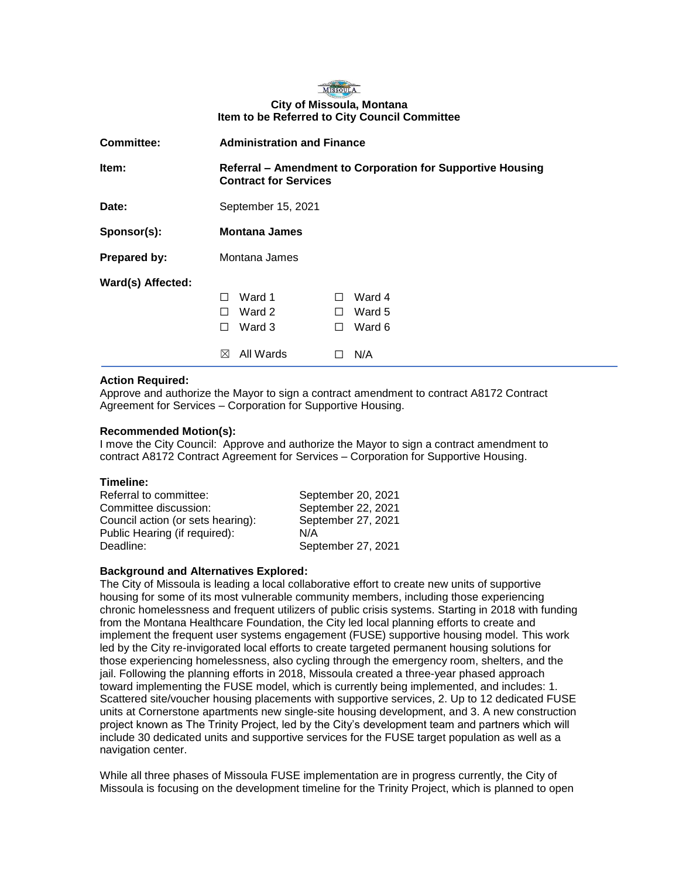**City of Missoula, Montana**
**Item to be Referred to City Council Committee**

| | |
|---|---|
| **Committee:** | **Administration and Finance** |
| **Item:** | **Referral – Amendment to Corporation for Supportive Housing Contract for Services** |
| **Date:** | September 15, 2021 |
| **Sponsor(s):** | **Montana James** |
| **Prepared by:** | Montana James |

**Ward(s) Affected:**

| | |
|---|---|
| ☐ Ward 1 | ☐ Ward 4 |
| ☐ Ward 2 | ☐ Ward 5 |
| ☐ Ward 3 | ☐ Ward 6 |
| ☒ All Wards | ☐ N/A |

**Action Required:**
Approve and authorize the Mayor to sign a contract amendment to contract A8172 Contract Agreement for Services – Corporation for Supportive Housing.

**Recommended Motion(s):**
I move the City Council: Approve and authorize the Mayor to sign a contract amendment to contract A8172 Contract Agreement for Services – Corporation for Supportive Housing.

**Timeline:**

| | |
|---|---|
| Referral to committee: | September 20, 2021 |
| Committee discussion: | September 22, 2021 |
| Council action (or sets hearing): | September 27, 2021 |
| Public Hearing (if required): | N/A |
| Deadline: | September 27, 2021 |

**Background and Alternatives Explored:**
The City of Missoula is leading a local collaborative effort to create new units of supportive housing for some of its most vulnerable community members, including those experiencing chronic homelessness and frequent utilizers of public crisis systems. Starting in 2018 with funding from the Montana Healthcare Foundation, the City led local planning efforts to create and implement the frequent user systems engagement (FUSE) supportive housing model. This work led by the City re-invigorated local efforts to create targeted permanent housing solutions for those experiencing homelessness, also cycling through the emergency room, shelters, and the jail. Following the planning efforts in 2018, Missoula created a three-year phased approach toward implementing the FUSE model, which is currently being implemented, and includes: 1. Scattered site/voucher housing placements with supportive services, 2. Up to 12 dedicated FUSE units at Cornerstone apartments new single-site housing development, and 3. A new construction project known as The Trinity Project, led by the City's development team and partners which will include 30 dedicated units and supportive services for the FUSE target population as well as a navigation center.

While all three phases of Missoula FUSE implementation are in progress currently, the City of Missoula is focusing on the development timeline for the Trinity Project, which is planned to open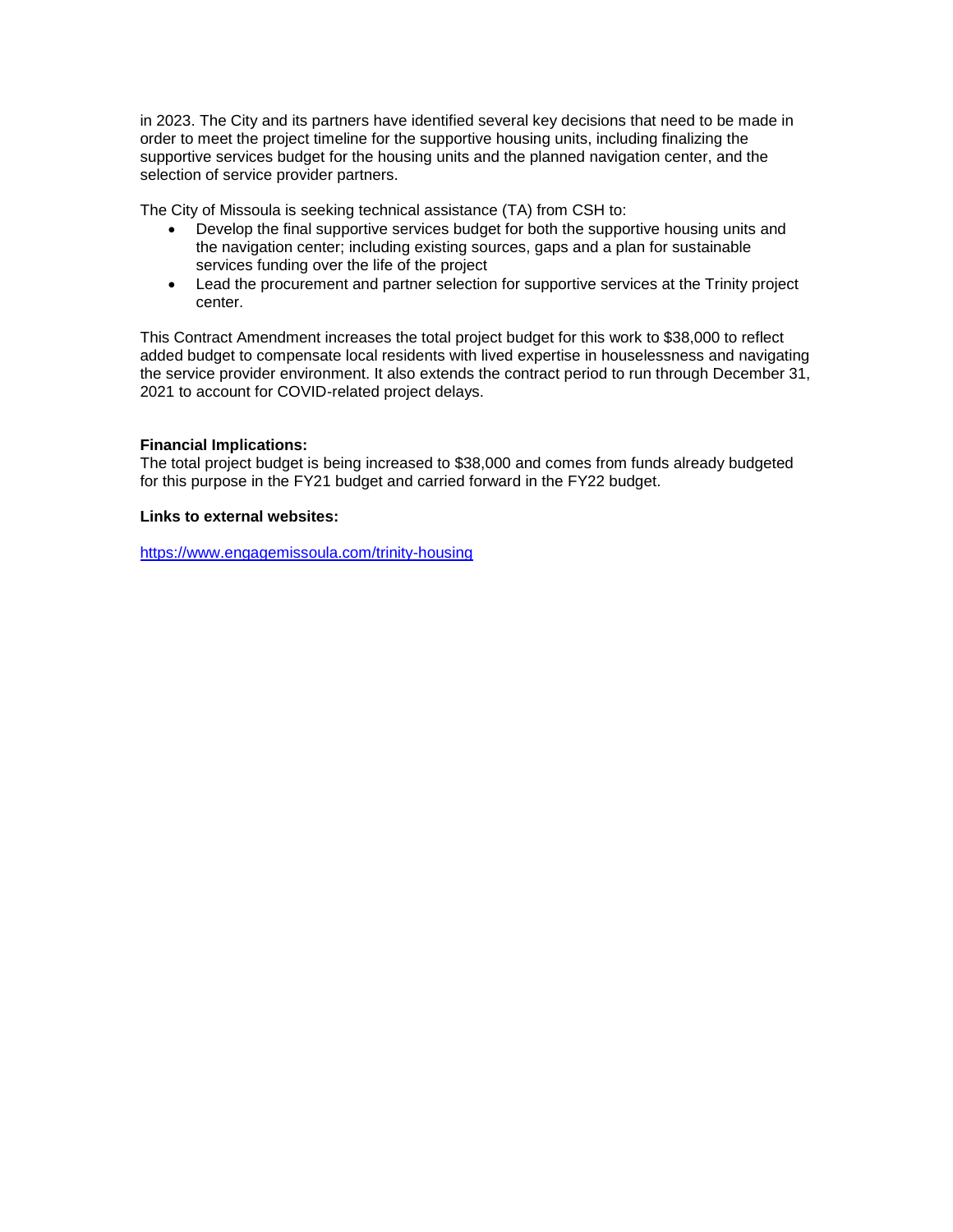in 2023. The City and its partners have identified several key decisions that need to be made in order to meet the project timeline for the supportive housing units, including finalizing the supportive services budget for the housing units and the planned navigation center, and the selection of service provider partners.

The City of Missoula is seeking technical assistance (TA) from CSH to:

- Develop the final supportive services budget for both the supportive housing units and the navigation center; including existing sources, gaps and a plan for sustainable services funding over the life of the project
- Lead the procurement and partner selection for supportive services at the Trinity project center.

This Contract Amendment increases the total project budget for this work to $38,000 to reflect added budget to compensate local residents with lived expertise in houselessness and navigating the service provider environment. It also extends the contract period to run through December 31, 2021 to account for COVID-related project delays.

**Financial Implications:**
The total project budget is being increased to $38,000 and comes from funds already budgeted for this purpose in the FY21 budget and carried forward in the FY22 budget.

**Links to external websites:**

https://www.engagemissoula.com/trinity-housing